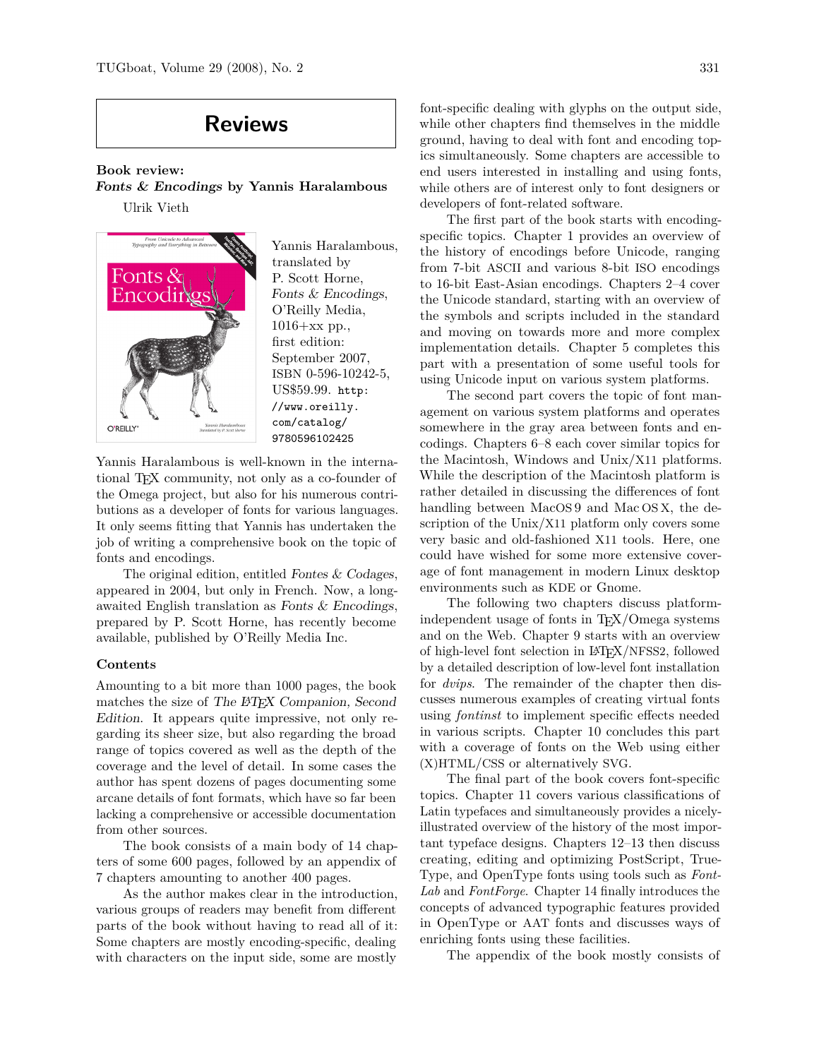# Reviews

**Book review:**
***Fonts & Encodings* by Yannis Haralambous**

Ulrik Vieth

Yannis Haralambous, translated by P. Scott Horne, *Fonts & Encodings*, O'Reilly Media, 1016+xx pp., first edition: September 2007, ISBN 0-596-10242-5, US$59.99. `http://www.oreilly.com/catalog/9780596102425`

Yannis Haralambous is well-known in the international TEX community, not only as a co-founder of the Omega project, but also for his numerous contributions as a developer of fonts for various languages. It only seems fitting that Yannis has undertaken the job of writing a comprehensive book on the topic of fonts and encodings.

The original edition, entitled *Fontes & Codages*, appeared in 2004, but only in French. Now, a long-awaited English translation as *Fonts & Encodings*, prepared by P. Scott Horne, has recently become available, published by O'Reilly Media Inc.

### Contents

Amounting to a bit more than 1000 pages, the book matches the size of *The LATEX Companion, Second Edition*. It appears quite impressive, not only regarding its sheer size, but also regarding the broad range of topics covered as well as the depth of the coverage and the level of detail. In some cases the author has spent dozens of pages documenting some arcane details of font formats, which have so far been lacking a comprehensive or accessible documentation from other sources.

The book consists of a main body of 14 chapters of some 600 pages, followed by an appendix of 7 chapters amounting to another 400 pages.

As the author makes clear in the introduction, various groups of readers may benefit from different parts of the book without having to read all of it: Some chapters are mostly encoding-specific, dealing with characters on the input side, some are mostly font-specific dealing with glyphs on the output side, while other chapters find themselves in the middle ground, having to deal with font and encoding topics simultaneously. Some chapters are accessible to end users interested in installing and using fonts, while others are of interest only to font designers or developers of font-related software.

The first part of the book starts with encoding-specific topics. Chapter 1 provides an overview of the history of encodings before Unicode, ranging from 7-bit ASCII and various 8-bit ISO encodings to 16-bit East-Asian encodings. Chapters 2–4 cover the Unicode standard, starting with an overview of the symbols and scripts included in the standard and moving on towards more and more complex implementation details. Chapter 5 completes this part with a presentation of some useful tools for using Unicode input on various system platforms.

The second part covers the topic of font management on various system platforms and operates somewhere in the gray area between fonts and encodings. Chapters 6–8 each cover similar topics for the Macintosh, Windows and Unix/X11 platforms. While the description of the Macintosh platform is rather detailed in discussing the differences of font handling between MacOS 9 and Mac OS X, the description of the Unix/X11 platform only covers some very basic and old-fashioned X11 tools. Here, one could have wished for some more extensive coverage of font management in modern Linux desktop environments such as KDE or Gnome.

The following two chapters discuss platform-independent usage of fonts in TEX/Omega systems and on the Web. Chapter 9 starts with an overview of high-level font selection in LATEX/NFSS2, followed by a detailed description of low-level font installation for *dvips*. The remainder of the chapter then discusses numerous examples of creating virtual fonts using *fontinst* to implement specific effects needed in various scripts. Chapter 10 concludes this part with a coverage of fonts on the Web using either (X)HTML/CSS or alternatively SVG.

The final part of the book covers font-specific topics. Chapter 11 covers various classifications of Latin typefaces and simultaneously provides a nicely-illustrated overview of the history of the most important typeface designs. Chapters 12–13 then discuss creating, editing and optimizing PostScript, TrueType, and OpenType fonts using tools such as *FontLab* and *FontForge*. Chapter 14 finally introduces the concepts of advanced typographic features provided in OpenType or AAT fonts and discusses ways of enriching fonts using these facilities.

The appendix of the book mostly consists of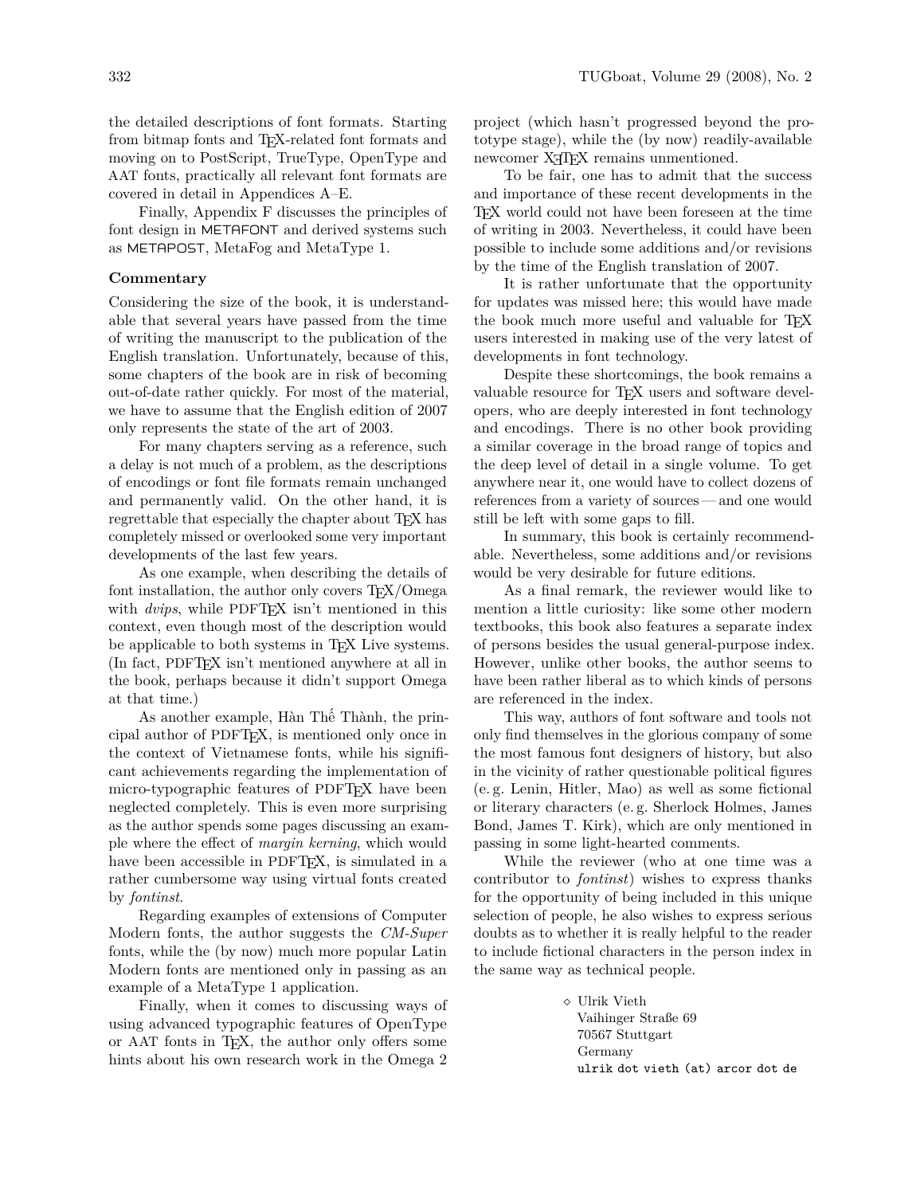the detailed descriptions of font formats. Starting from bitmap fonts and TeX-related font formats and moving on to PostScript, TrueType, OpenType and AAT fonts, practically all relevant font formats are covered in detail in Appendices A–E.

Finally, Appendix F discusses the principles of font design in METAFONT and derived systems such as METAPOST, MetaFog and MetaType 1.

**Commentary**

Considering the size of the book, it is understandable that several years have passed from the time of writing the manuscript to the publication of the English translation. Unfortunately, because of this, some chapters of the book are in risk of becoming out-of-date rather quickly. For most of the material, we have to assume that the English edition of 2007 only represents the state of the art of 2003.

For many chapters serving as a reference, such a delay is not much of a problem, as the descriptions of encodings or font file formats remain unchanged and permanently valid. On the other hand, it is regrettable that especially the chapter about TeX has completely missed or overlooked some very important developments of the last few years.

As one example, when describing the details of font installation, the author only covers TeX/Omega with *dvips*, while PDFTeX isn't mentioned in this context, even though most of the description would be applicable to both systems in TeX Live systems. (In fact, PDFTeX isn't mentioned anywhere at all in the book, perhaps because it didn't support Omega at that time.)

As another example, Hàn Thế Thành, the principal author of PDFTeX, is mentioned only once in the context of Vietnamese fonts, while his significant achievements regarding the implementation of micro-typographic features of PDFTeX have been neglected completely. This is even more surprising as the author spends some pages discussing an example where the effect of *margin kerning*, which would have been accessible in PDFTeX, is simulated in a rather cumbersome way using virtual fonts created by *fontinst*.

Regarding examples of extensions of Computer Modern fonts, the author suggests the *CM-Super* fonts, while the (by now) much more popular Latin Modern fonts are mentioned only in passing as an example of a MetaType 1 application.

Finally, when it comes to discussing ways of using advanced typographic features of OpenType or AAT fonts in TeX, the author only offers some hints about his own research work in the Omega 2 project (which hasn't progressed beyond the prototype stage), while the (by now) readily-available newcomer XeTeX remains unmentioned.

To be fair, one has to admit that the success and importance of these recent developments in the TeX world could not have been foreseen at the time of writing in 2003. Nevertheless, it could have been possible to include some additions and/or revisions by the time of the English translation of 2007.

It is rather unfortunate that the opportunity for updates was missed here; this would have made the book much more useful and valuable for TeX users interested in making use of the very latest of developments in font technology.

Despite these shortcomings, the book remains a valuable resource for TeX users and software developers, who are deeply interested in font technology and encodings. There is no other book providing a similar coverage in the broad range of topics and the deep level of detail in a single volume. To get anywhere near it, one would have to collect dozens of references from a variety of sources — and one would still be left with some gaps to fill.

In summary, this book is certainly recommendable. Nevertheless, some additions and/or revisions would be very desirable for future editions.

As a final remark, the reviewer would like to mention a little curiosity: like some other modern textbooks, this book also features a separate index of persons besides the usual general-purpose index. However, unlike other books, the author seems to have been rather liberal as to which kinds of persons are referenced in the index.

This way, authors of font software and tools not only find themselves in the glorious company of some the most famous font designers of history, but also in the vicinity of rather questionable political figures (e. g. Lenin, Hitler, Mao) as well as some fictional or literary characters (e. g. Sherlock Holmes, James Bond, James T. Kirk), which are only mentioned in passing in some light-hearted comments.

While the reviewer (who at one time was a contributor to *fontinst*) wishes to express thanks for the opportunity of being included in this unique selection of people, he also wishes to express serious doubts as to whether it is really helpful to the reader to include fictional characters in the person index in the same way as technical people.

◇ Ulrik Vieth
Vaihinger Straße 69
70567 Stuttgart
Germany
`ulrik dot vieth (at) arcor dot de`